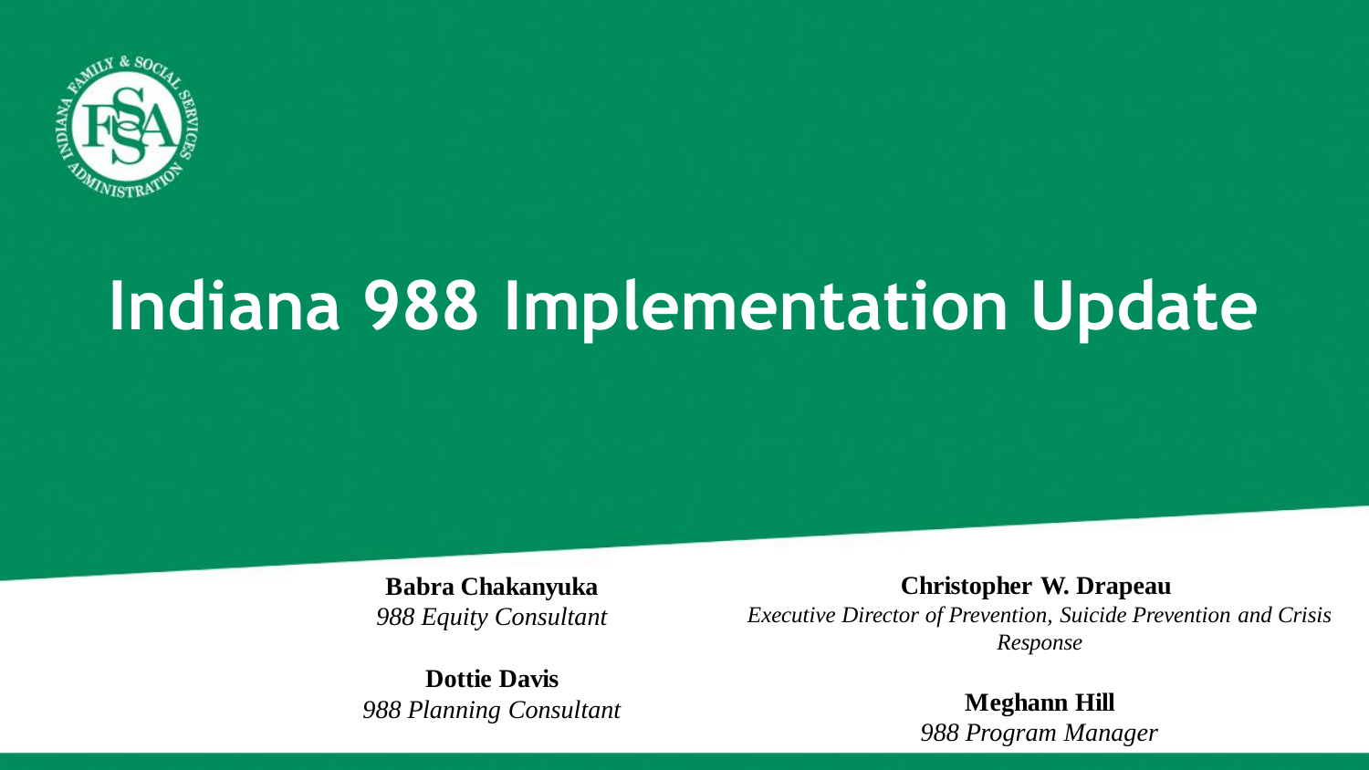# Indiana 988 Implementation Update

**Babra Chakanyuka**
*988 Equity Consultant*

**Dottie Davis**
*988 Planning Consultant*

**Christopher W. Drapeau**
*Executive Director of Prevention, Suicide Prevention and Crisis Response*

**Meghann Hill**
*988 Program Manager*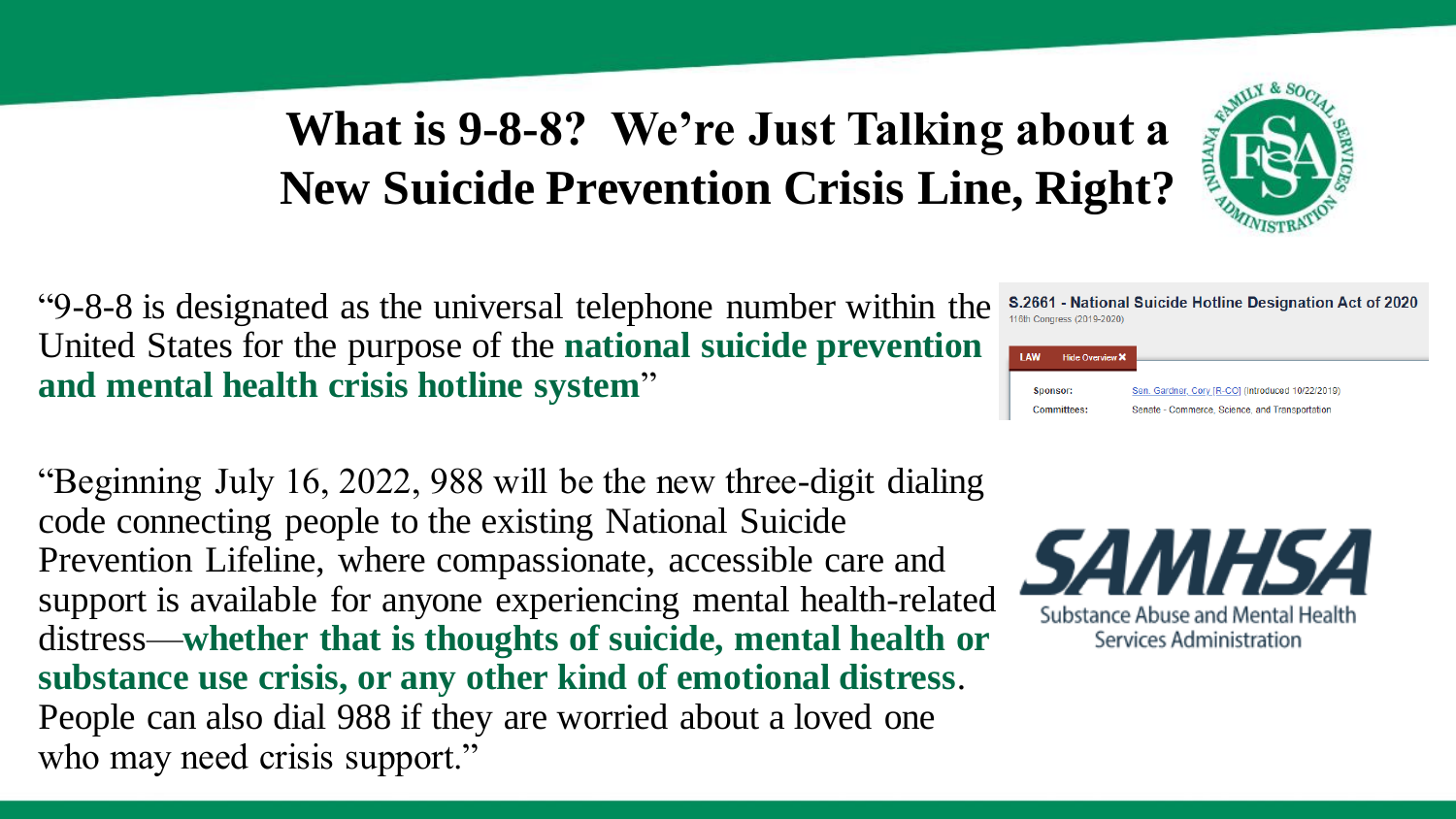# What is 9-8-8? We're Just Talking about a New Suicide Prevention Crisis Line, Right?

"9-8-8 is designated as the universal telephone number within the United States for the purpose of the **national suicide prevention and mental health crisis hotline system**"

**S.2661 - National Suicide Hotline Designation Act of 2020**
116th Congress (2019-2020)

LAW | Hide Overview ✖

Sponsor: Sen. Gardner, Cory [R-CO] (Introduced 10/22/2019)
Committees: Senate - Commerce, Science, and Transportation

"Beginning July 16, 2022, 988 will be the new three-digit dialing code connecting people to the existing National Suicide Prevention Lifeline, where compassionate, accessible care and support is available for anyone experiencing mental health-related distress—**whether that is thoughts of suicide, mental health or substance use crisis, or any other kind of emotional distress**. People can also dial 988 if they are worried about a loved one who may need crisis support."

SAMHSA
Substance Abuse and Mental Health Services Administration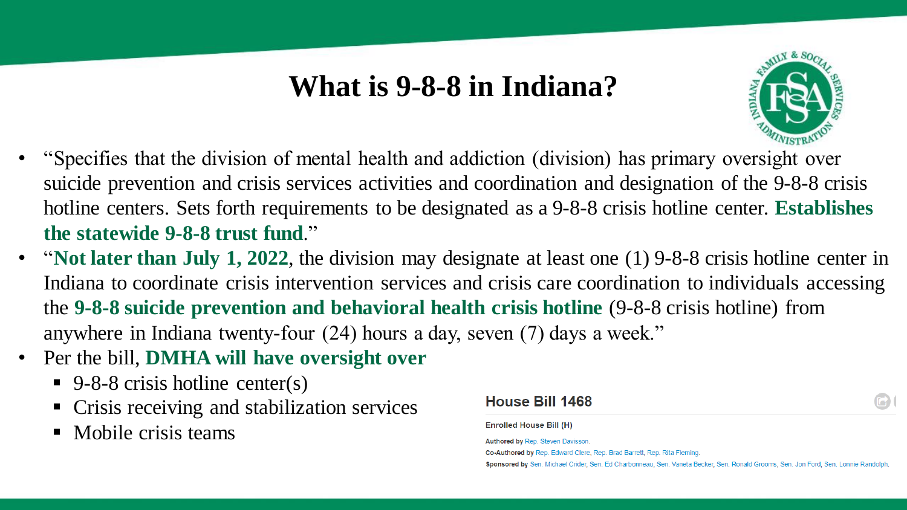# What is 9-8-8 in Indiana?

- "Specifies that the division of mental health and addiction (division) has primary oversight over suicide prevention and crisis services activities and coordination and designation of the 9-8-8 crisis hotline centers. Sets forth requirements to be designated as a 9-8-8 crisis hotline center. **Establishes the statewide 9-8-8 trust fund**."
- "**Not later than July 1, 2022**, the division may designate at least one (1) 9-8-8 crisis hotline center in Indiana to coordinate crisis intervention services and crisis care coordination to individuals accessing the **9-8-8 suicide prevention and behavioral health crisis hotline** (9-8-8 crisis hotline) from anywhere in Indiana twenty-four (24) hours a day, seven (7) days a week."
- Per the bill, **DMHA will have oversight over**
  - 9-8-8 crisis hotline center(s)
  - Crisis receiving and stabilization services
  - Mobile crisis teams

**House Bill 1468**

**Enrolled House Bill (H)**

**Authored by** Rep. Steven Davisson.

**Co-Authored by** Rep. Edward Clere, Rep. Brad Barrett, Rep. Rita Fleming.

**Sponsored by** Sen. Michael Crider, Sen. Ed Charbonneau, Sen. Vaneta Becker, Sen. Ronald Grooms, Sen. Jon Ford, Sen. Lonnie Randolph.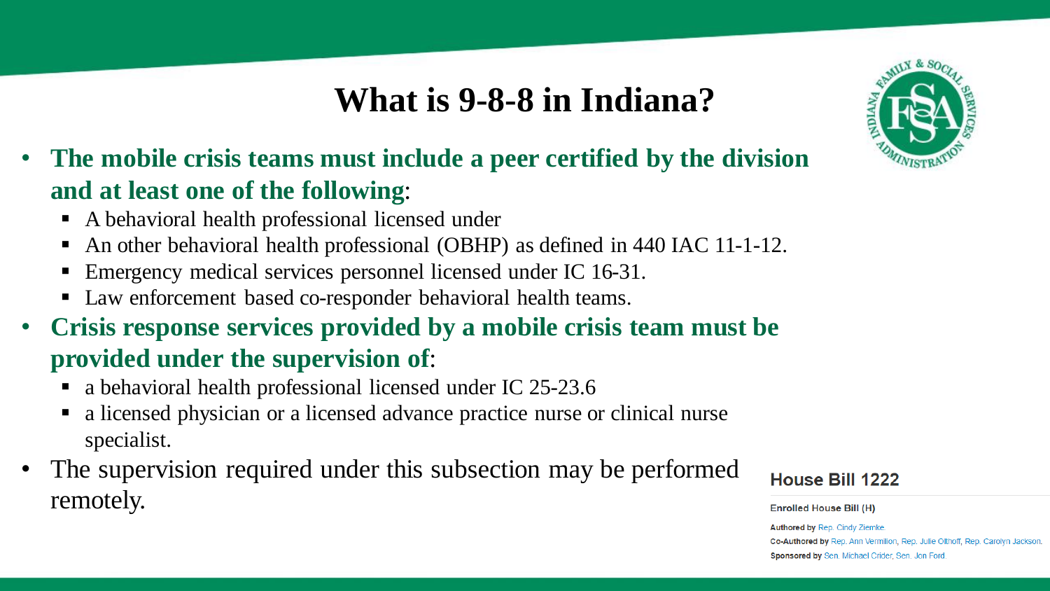# What is 9-8-8 in Indiana?

- **The mobile crisis teams must include a peer certified by the division and at least one of the following**:
  - A behavioral health professional licensed under
  - An other behavioral health professional (OBHP) as defined in 440 IAC 11-1-12.
  - Emergency medical services personnel licensed under IC 16-31.
  - Law enforcement based co-responder behavioral health teams.
- **Crisis response services provided by a mobile crisis team must be provided under the supervision of**:
  - a behavioral health professional licensed under IC 25-23.6
  - a licensed physician or a licensed advance practice nurse or clinical nurse specialist.
- The supervision required under this subsection may be performed remotely.

**House Bill 1222**

**Enrolled House Bill (H)**

**Authored by** Rep. Cindy Ziemke.

**Co-Authored by** Rep. Ann Vermillion, Rep. Julie Olthoff, Rep. Carolyn Jackson.

**Sponsored by** Sen. Michael Crider, Sen. Jon Ford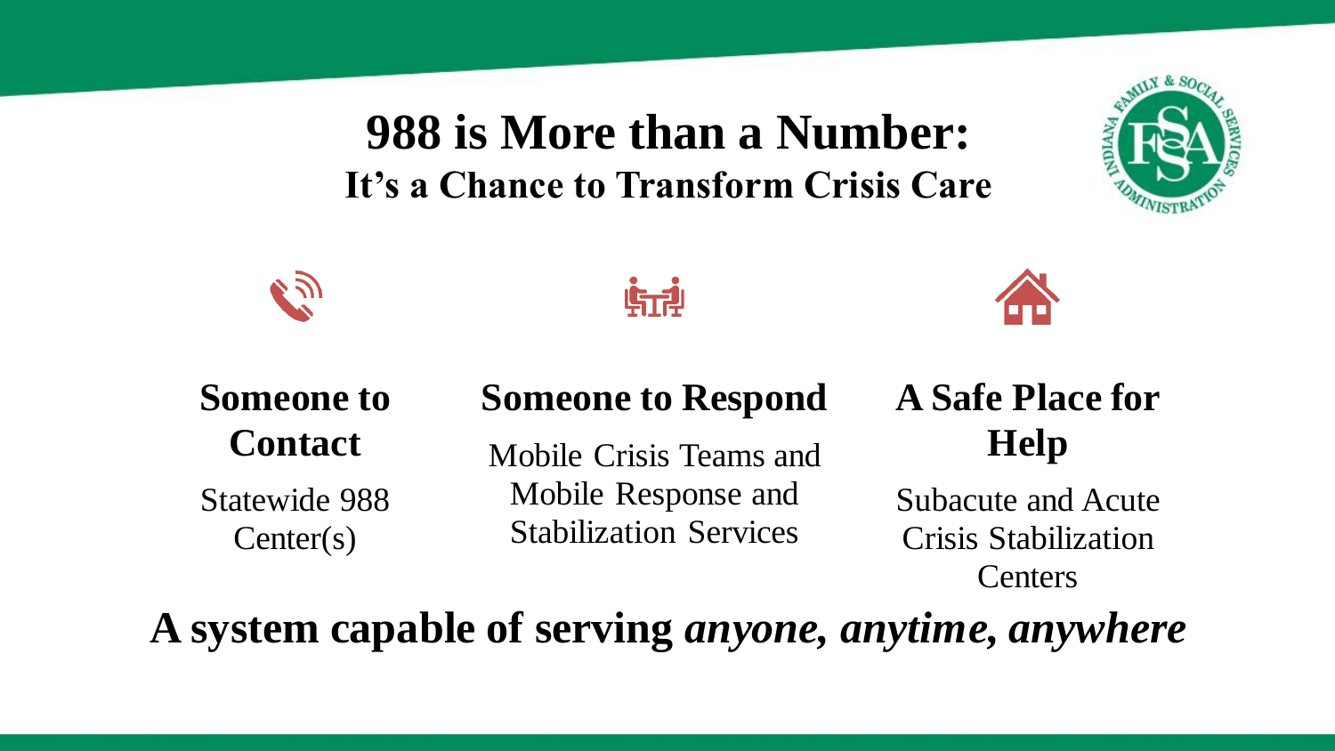# 988 is More than a Number:
## It's a Chance to Transform Crisis Care

### Someone to Contact

Statewide 988 Center(s)

### Someone to Respond

Mobile Crisis Teams and Mobile Response and Stabilization Services

### A Safe Place for Help

Subacute and Acute Crisis Stabilization Centers

**A system capable of serving *anyone, anytime, anywhere***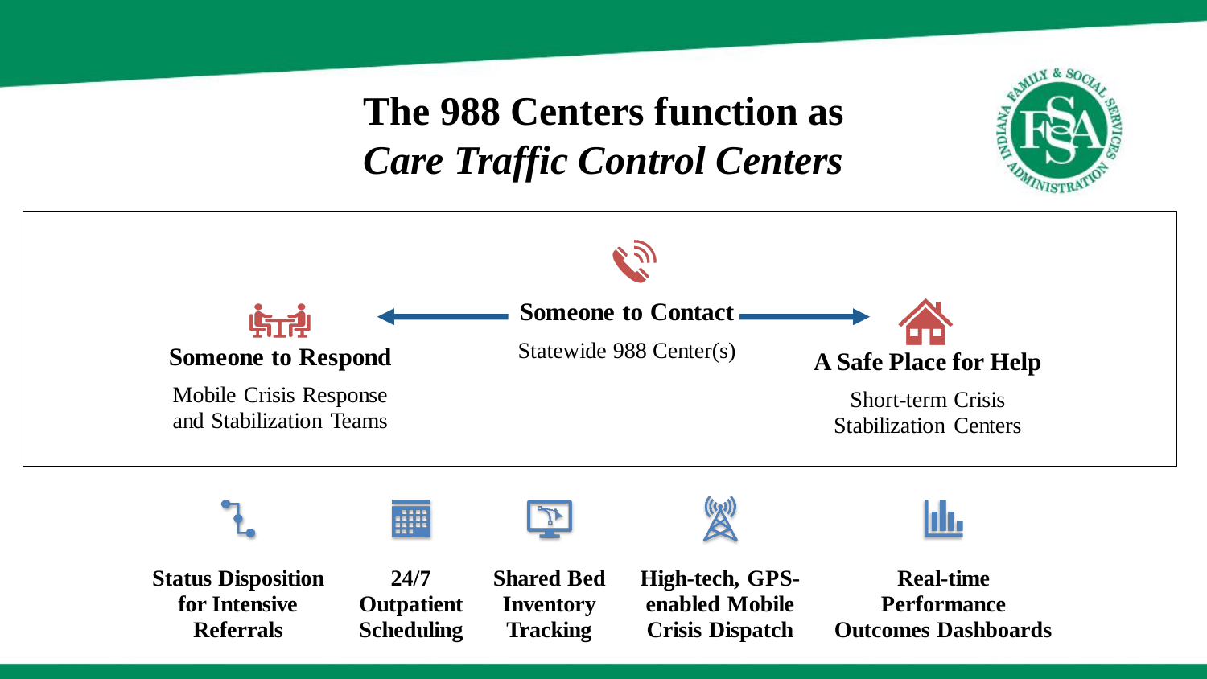# The 988 Centers function as *Care Traffic Control Centers*

**Someone to Respond**

Mobile Crisis Response and Stabilization Teams

**Someone to Contact**

Statewide 988 Center(s)

**A Safe Place for Help**

Short-term Crisis Stabilization Centers

**Status Disposition for Intensive Referrals**

**24/7 Outpatient Scheduling**

**Shared Bed Inventory Tracking**

**High-tech, GPS-enabled Mobile Crisis Dispatch**

**Real-time Performance Outcomes Dashboards**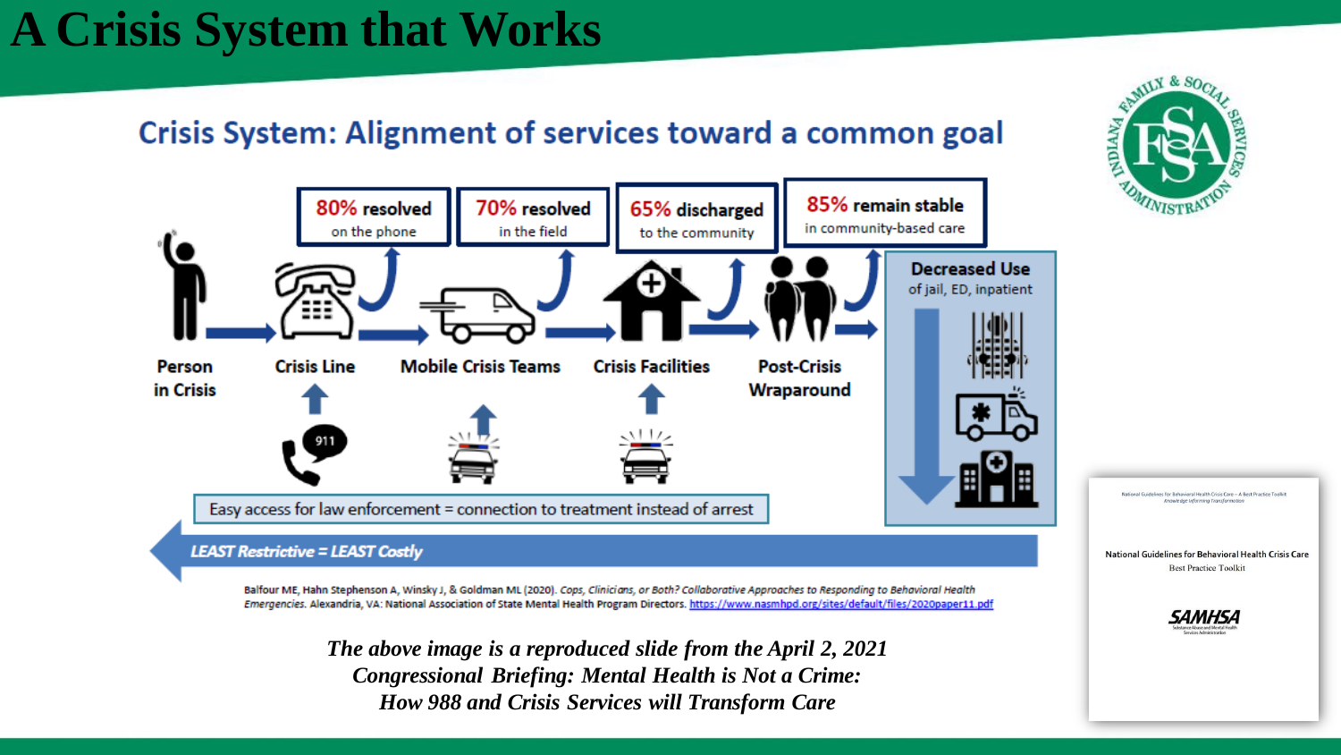# A Crisis System that Works

## Crisis System: Alignment of services toward a common goal

**80% resolved** on the phone

**70% resolved** in the field

**65% discharged** to the community

**85% remain stable** in community-based care

**Person in Crisis** → **Crisis Line** → **Mobile Crisis Teams** → **Crisis Facilities** → **Post-Crisis Wraparound**

**Decreased Use** of jail, ED, inpatient

911

Easy access for law enforcement = connection to treatment instead of arrest

***LEAST Restrictive = LEAST Costly***

Balfour ME, Hahn Stephenson A, Winsky J, & Goldman ML (2020). *Cops, Clinicians, or Both? Collaborative Approaches to Responding to Behavioral Health Emergencies.* Alexandria, VA: National Association of State Mental Health Program Directors. https://www.nasmhpd.org/sites/default/files/2020paper11.pdf

National Guidelines for Behavioral Health Crisis Care
Best Practice Toolkit

SAMHSA

***The above image is a reproduced slide from the April 2, 2021 Congressional Briefing: Mental Health is Not a Crime: How 988 and Crisis Services will Transform Care***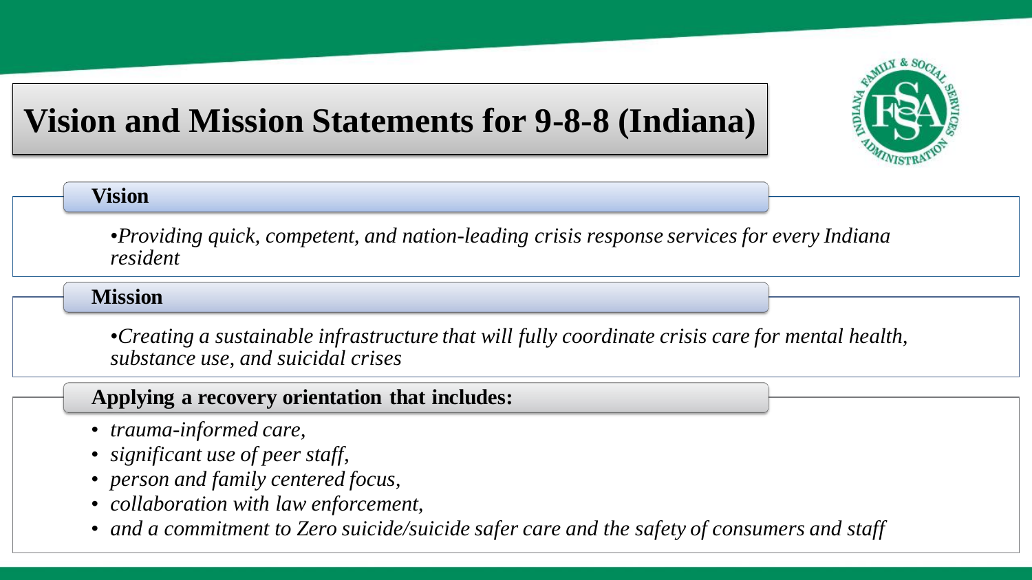# Vision and Mission Statements for 9-8-8 (Indiana)

## Vision

- *Providing quick, competent, and nation-leading crisis response services for every Indiana resident*

## Mission

- *Creating a sustainable infrastructure that will fully coordinate crisis care for mental health, substance use, and suicidal crises*

## Applying a recovery orientation that includes:

- *trauma-informed care,*
- *significant use of peer staff,*
- *person and family centered focus,*
- *collaboration with law enforcement,*
- *and a commitment to Zero suicide/suicide safer care and the safety of consumers and staff*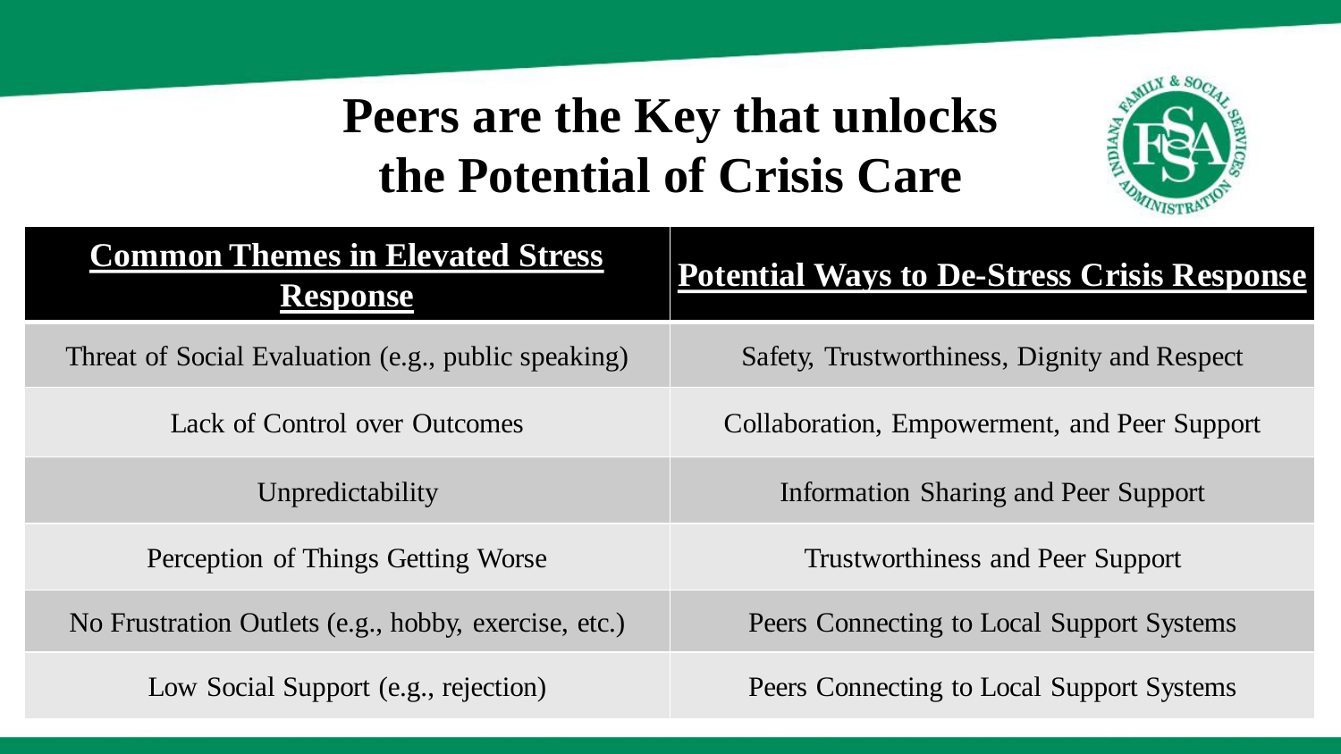# Peers are the Key that unlocks the Potential of Crisis Care

| Common Themes in Elevated Stress Response | Potential Ways to De-Stress Crisis Response |
|---|---|
| Threat of Social Evaluation (e.g., public speaking) | Safety, Trustworthiness, Dignity and Respect |
| Lack of Control over Outcomes | Collaboration, Empowerment, and Peer Support |
| Unpredictability | Information Sharing and Peer Support |
| Perception of Things Getting Worse | Trustworthiness and Peer Support |
| No Frustration Outlets (e.g., hobby, exercise, etc.) | Peers Connecting to Local Support Systems |
| Low Social Support (e.g., rejection) | Peers Connecting to Local Support Systems |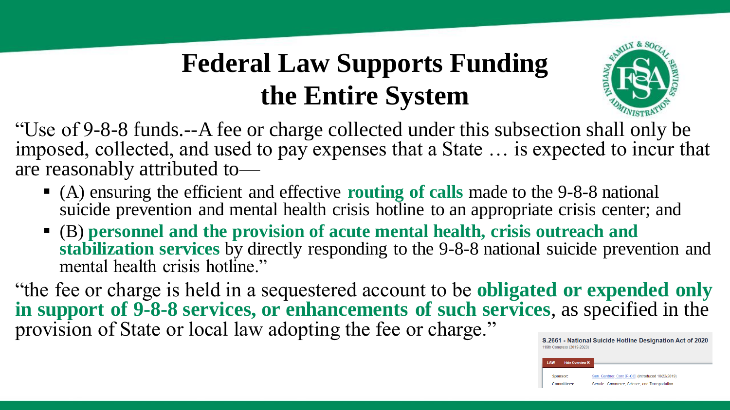# Federal Law Supports Funding the Entire System

"Use of 9-8-8 funds.--A fee or charge collected under this subsection shall only be imposed, collected, and used to pay expenses that a State … is expected to incur that are reasonably attributed to—

- (A) ensuring the efficient and effective **routing of calls** made to the 9-8-8 national suicide prevention and mental health crisis hotline to an appropriate crisis center; and
- (B) **personnel and the provision of acute mental health, crisis outreach and stabilization services** by directly responding to the 9-8-8 national suicide prevention and mental health crisis hotline."

"the fee or charge is held in a sequestered account to be **obligated or expended only in support of 9-8-8 services, or enhancements of such services**, as specified in the provision of State or local law adopting the fee or charge."

**S.2661 - National Suicide Hotline Designation Act of 2020**
116th Congress (2019-2020)

LAW Hide Overview ✖

Sponsor: Sen. Gardner, Cory [R-CO] (Introduced 10/22/2019)

Committees: Senate - Commerce, Science, and Transportation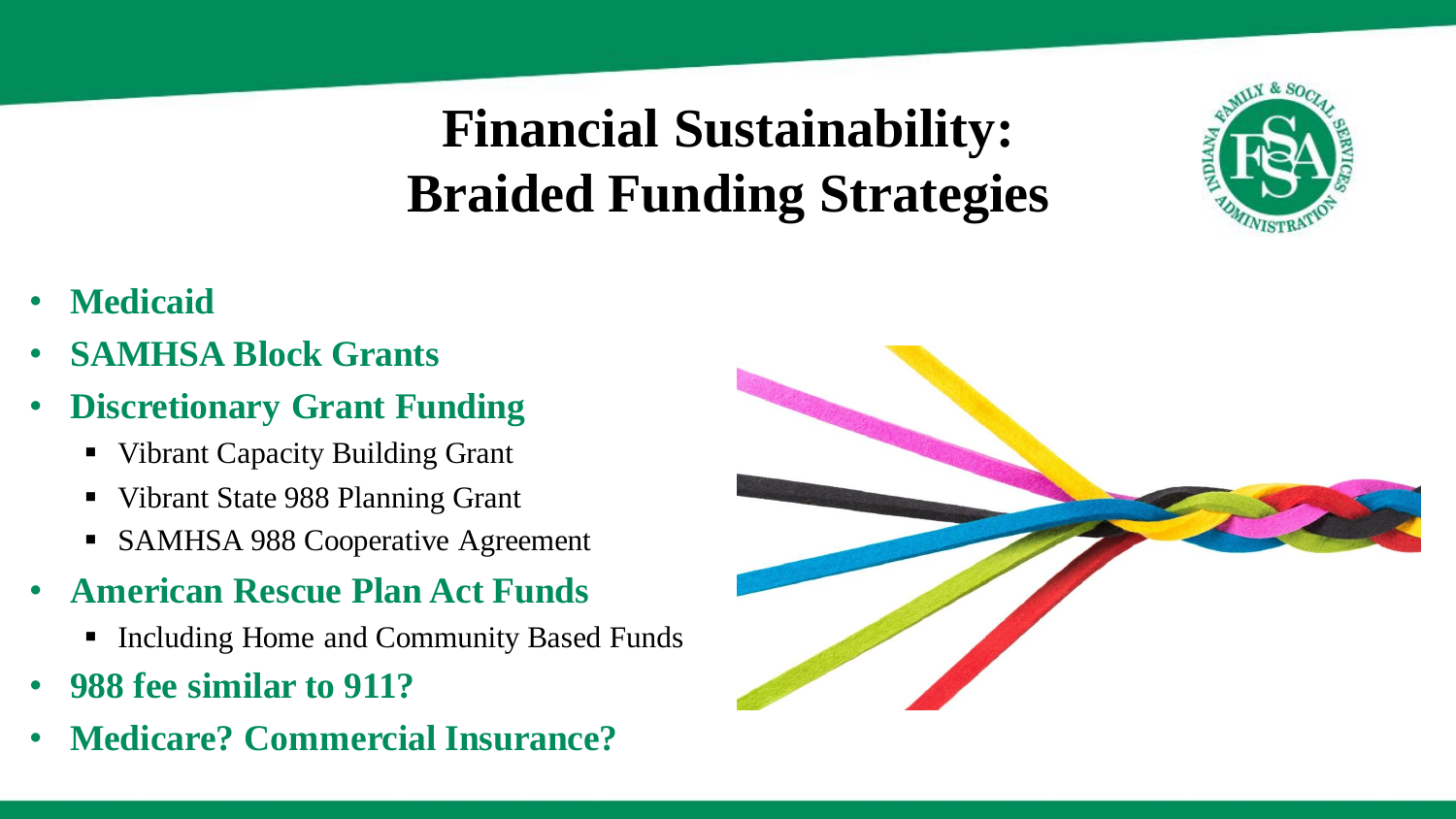# Financial Sustainability: Braided Funding Strategies

- **Medicaid**
- **SAMHSA Block Grants**
- **Discretionary Grant Funding**
  - Vibrant Capacity Building Grant
  - Vibrant State 988 Planning Grant
  - SAMHSA 988 Cooperative Agreement
- **American Rescue Plan Act Funds**
  - Including Home and Community Based Funds
- **988 fee similar to 911?**
- **Medicare? Commercial Insurance?**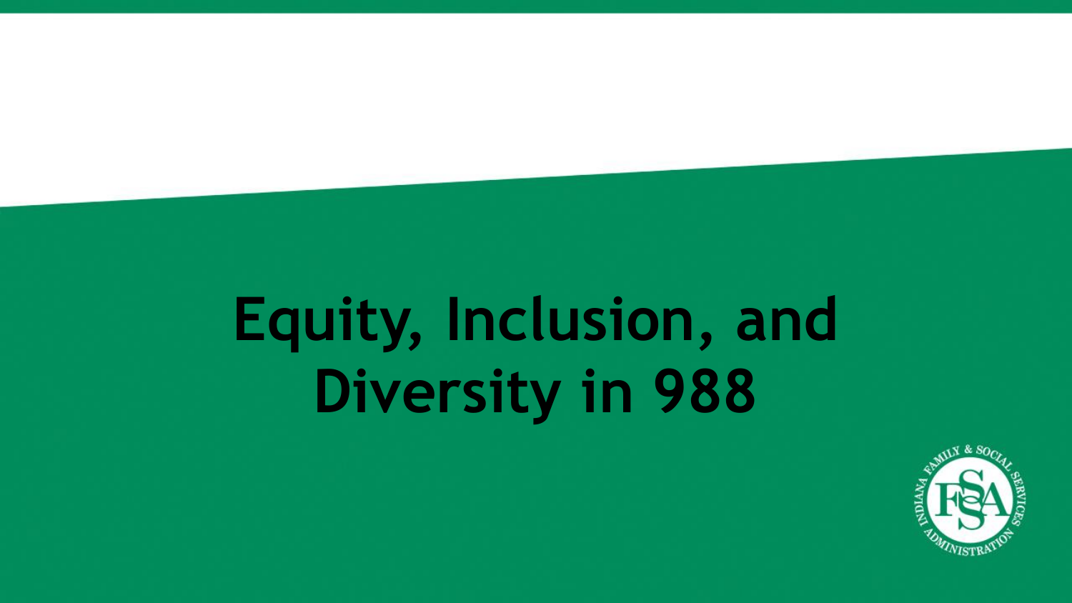# Equity, Inclusion, and Diversity in 988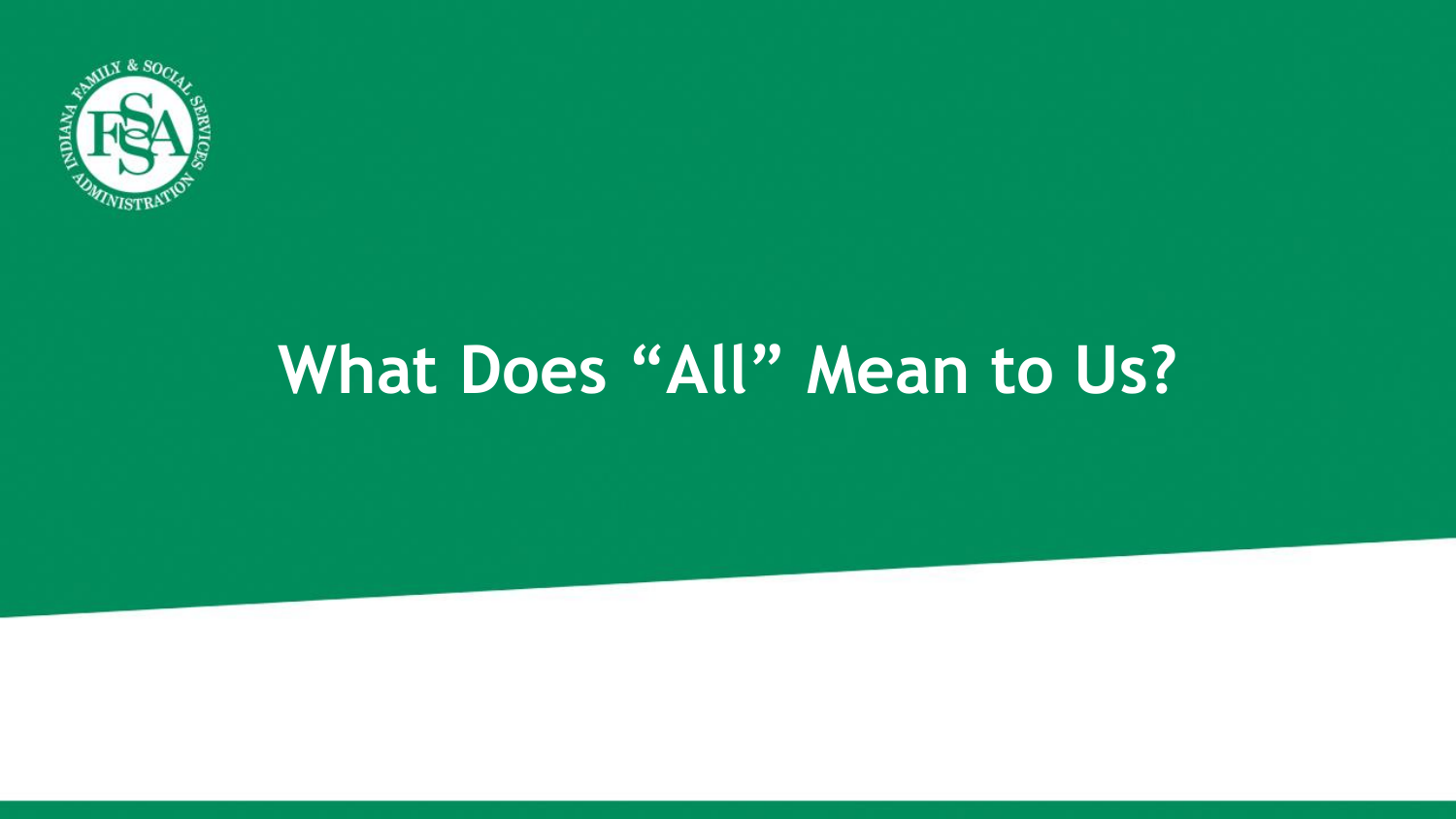# What Does “All” Mean to Us?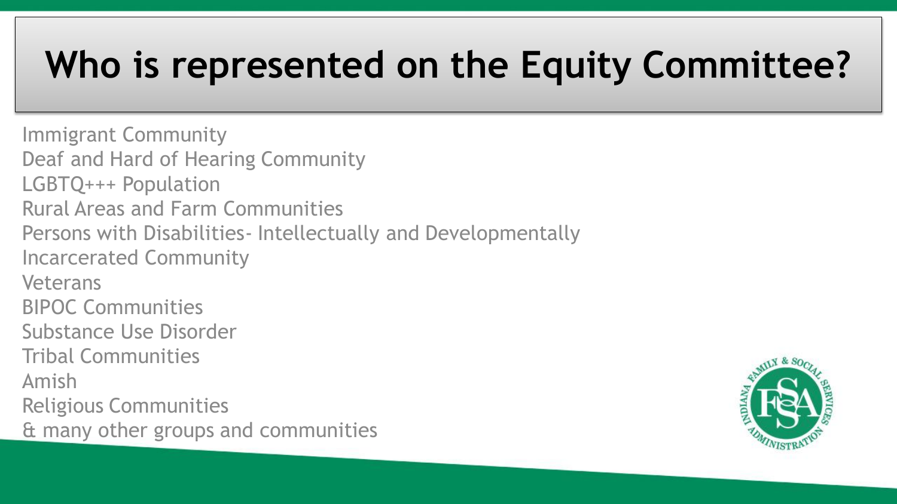# Who is represented on the Equity Committee?

Immigrant Community
Deaf and Hard of Hearing Community
LGBTQ+++ Population
Rural Areas and Farm Communities
Persons with Disabilities- Intellectually and Developmentally
Incarcerated Community
Veterans
BIPOC Communities
Substance Use Disorder
Tribal Communities
Amish
Religious Communities
& many other groups and communities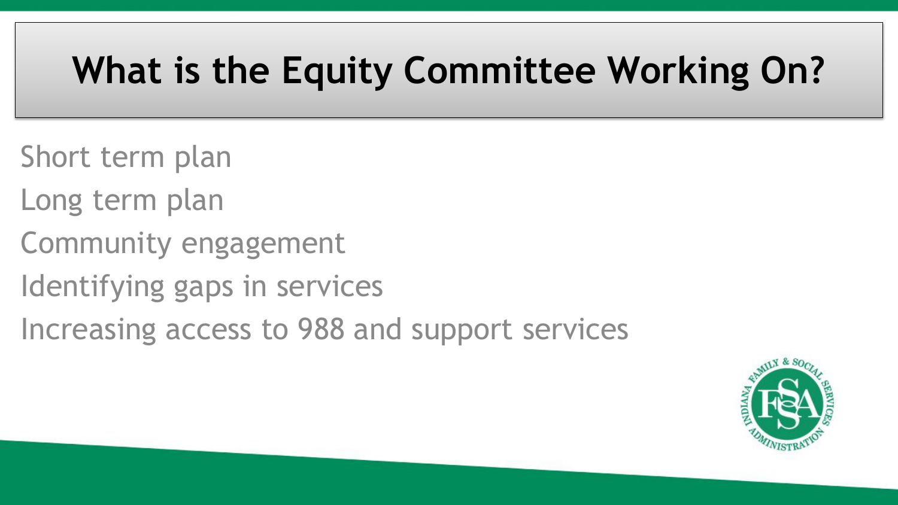# What is the Equity Committee Working On?

- Short term plan
- Long term plan
- Community engagement
- Identifying gaps in services
- Increasing access to 988 and support services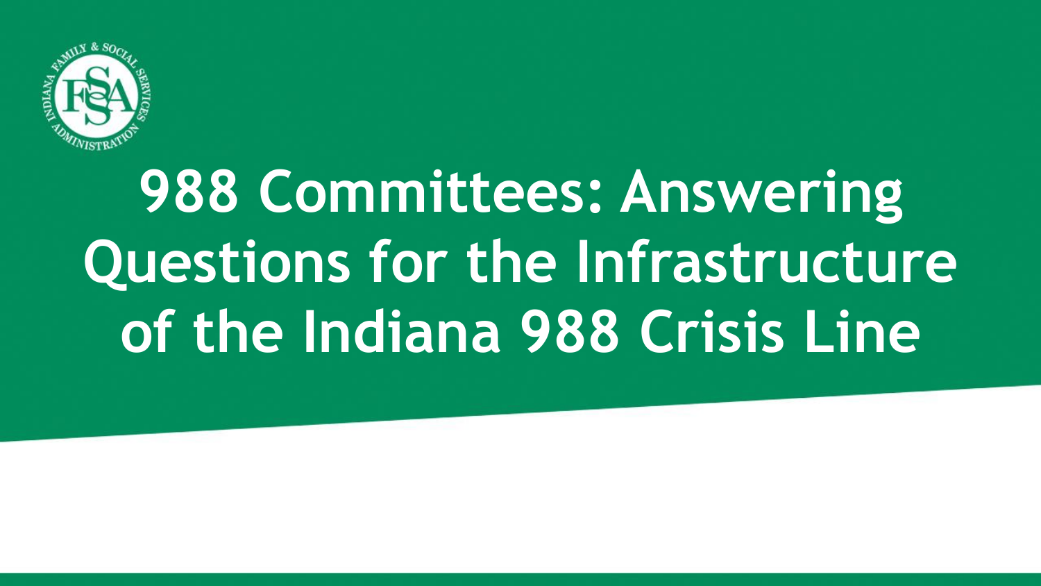# 988 Committees: Answering Questions for the Infrastructure of the Indiana 988 Crisis Line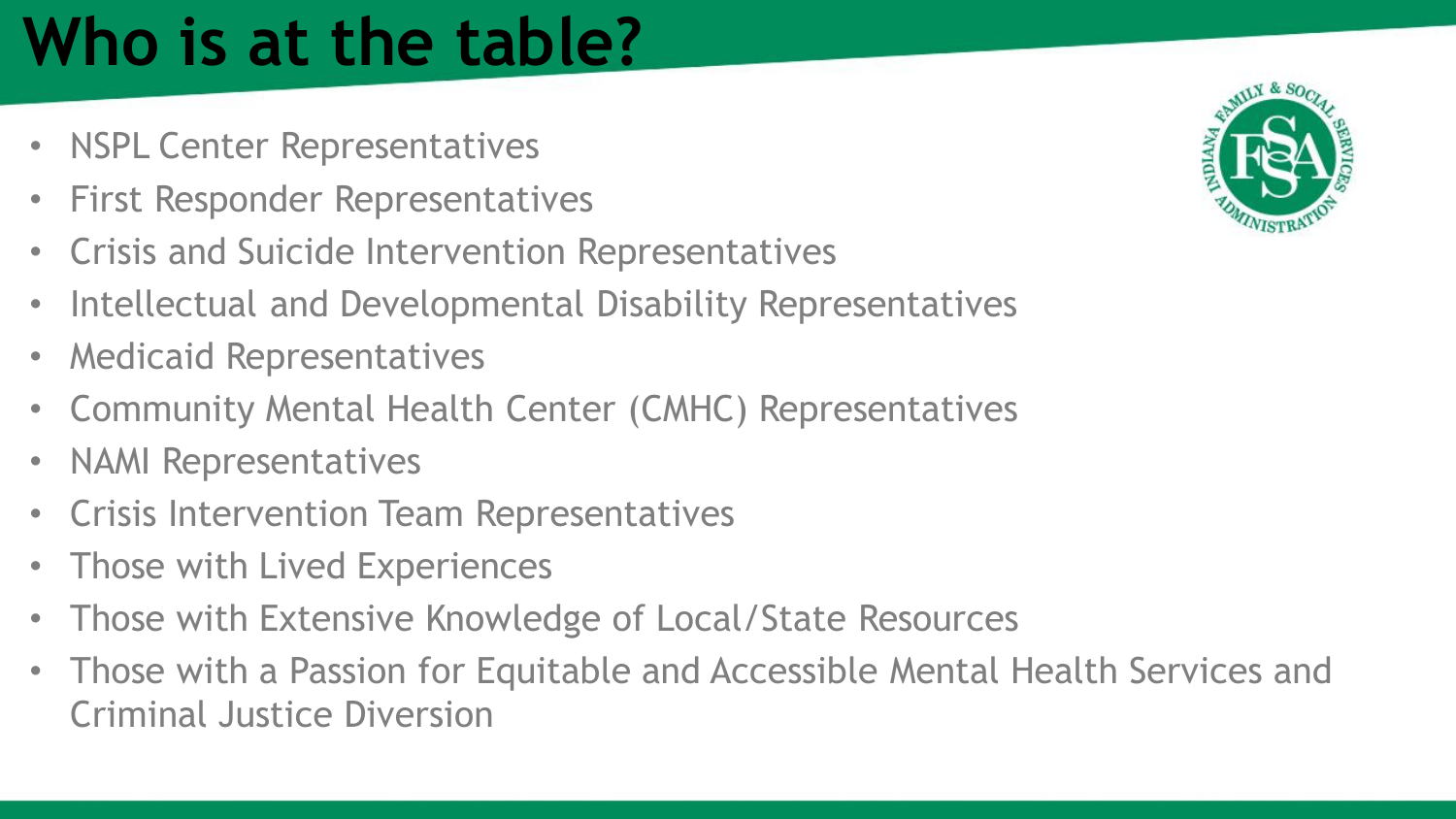# Who is at the table?

- NSPL Center Representatives
- First Responder Representatives
- Crisis and Suicide Intervention Representatives
- Intellectual and Developmental Disability Representatives
- Medicaid Representatives
- Community Mental Health Center (CMHC) Representatives
- NAMI Representatives
- Crisis Intervention Team Representatives
- Those with Lived Experiences
- Those with Extensive Knowledge of Local/State Resources
- Those with a Passion for Equitable and Accessible Mental Health Services and Criminal Justice Diversion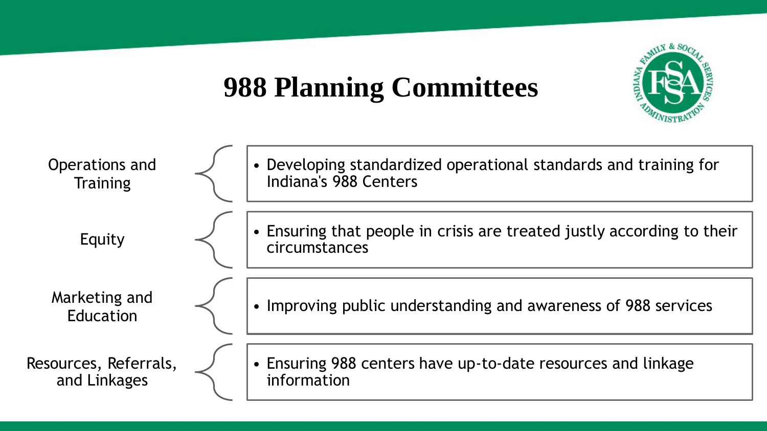# 988 Planning Committees

**Operations and Training**

- Developing standardized operational standards and training for Indiana's 988 Centers

**Equity**

- Ensuring that people in crisis are treated justly according to their circumstances

**Marketing and Education**

- Improving public understanding and awareness of 988 services

**Resources, Referrals, and Linkages**

- Ensuring 988 centers have up-to-date resources and linkage information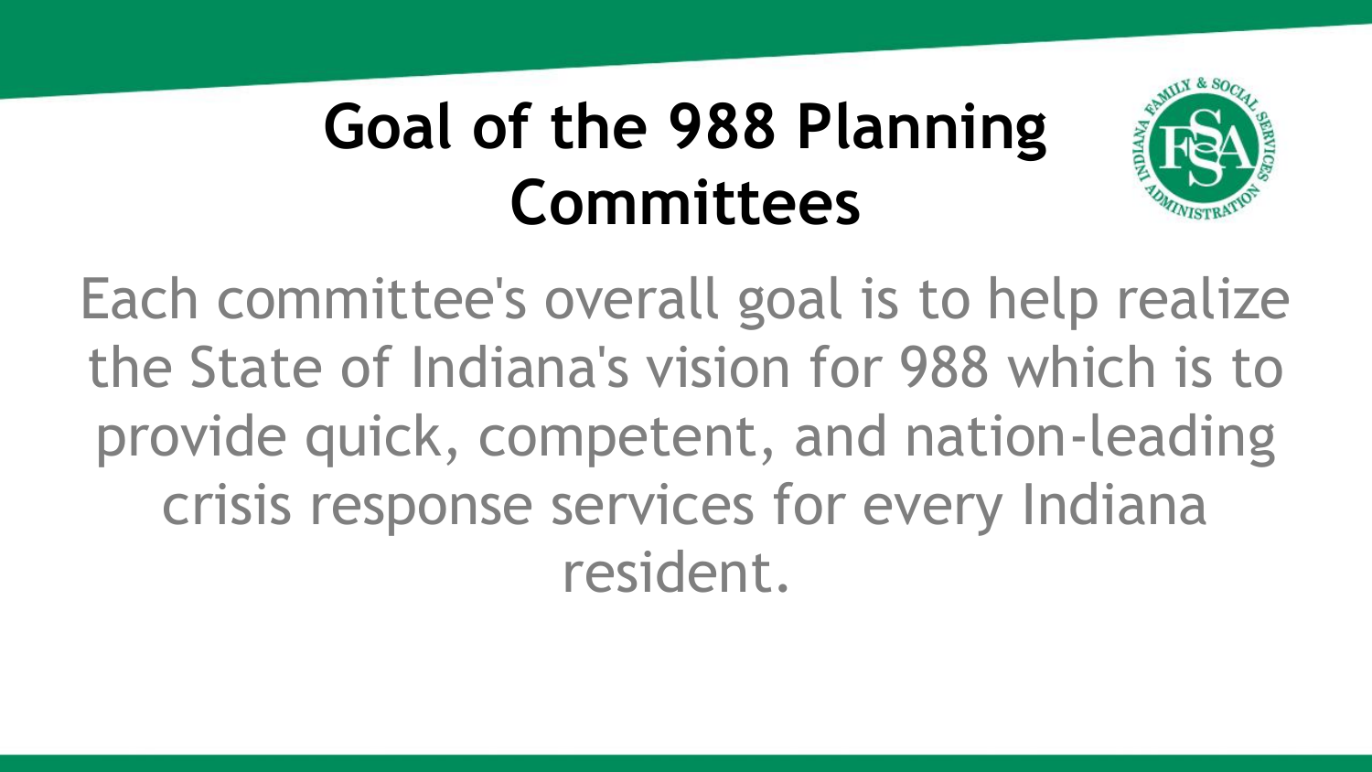# Goal of the 988 Planning Committees

Each committee's overall goal is to help realize the State of Indiana's vision for 988 which is to provide quick, competent, and nation-leading crisis response services for every Indiana resident.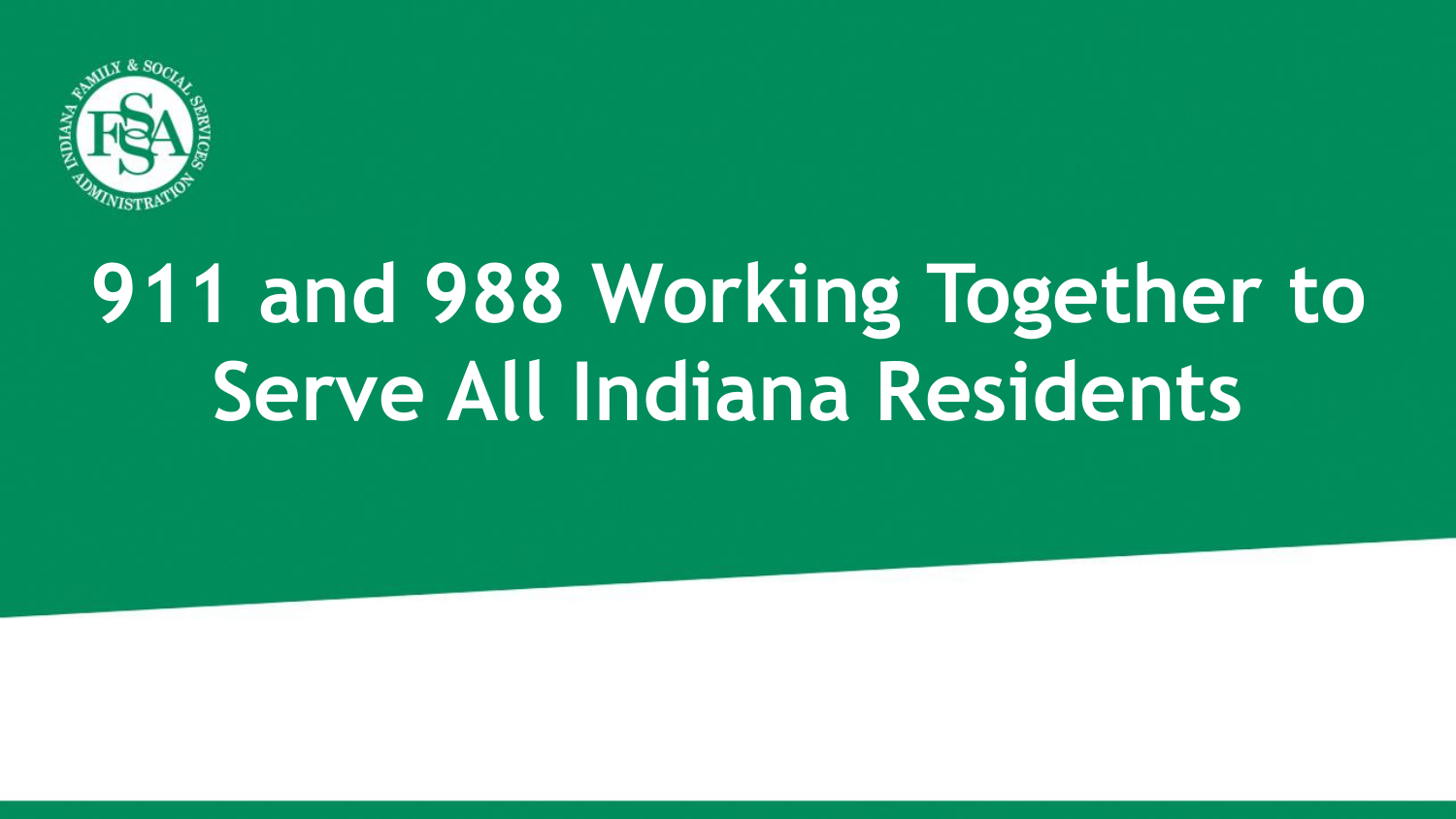# 911 and 988 Working Together to Serve All Indiana Residents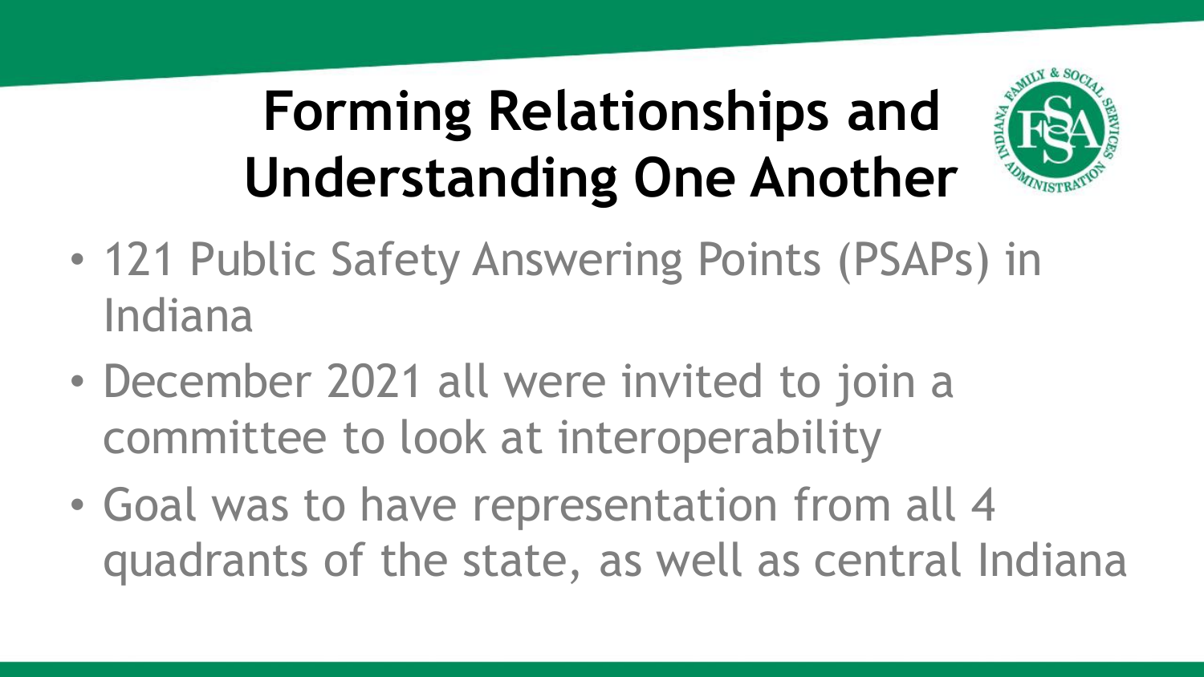# Forming Relationships and Understanding One Another

- 121 Public Safety Answering Points (PSAPs) in Indiana
- December 2021 all were invited to join a committee to look at interoperability
- Goal was to have representation from all 4 quadrants of the state, as well as central Indiana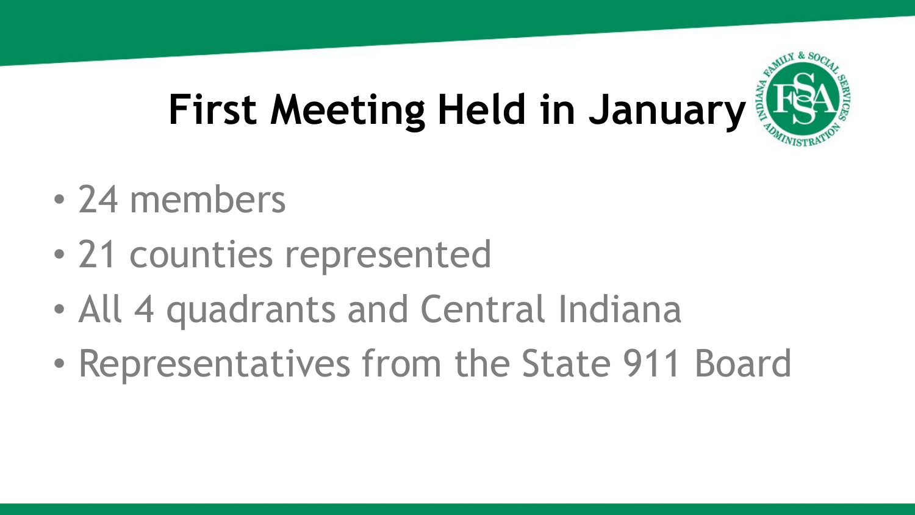# First Meeting Held in January

- 24 members
- 21 counties represented
- All 4 quadrants and Central Indiana
- Representatives from the State 911 Board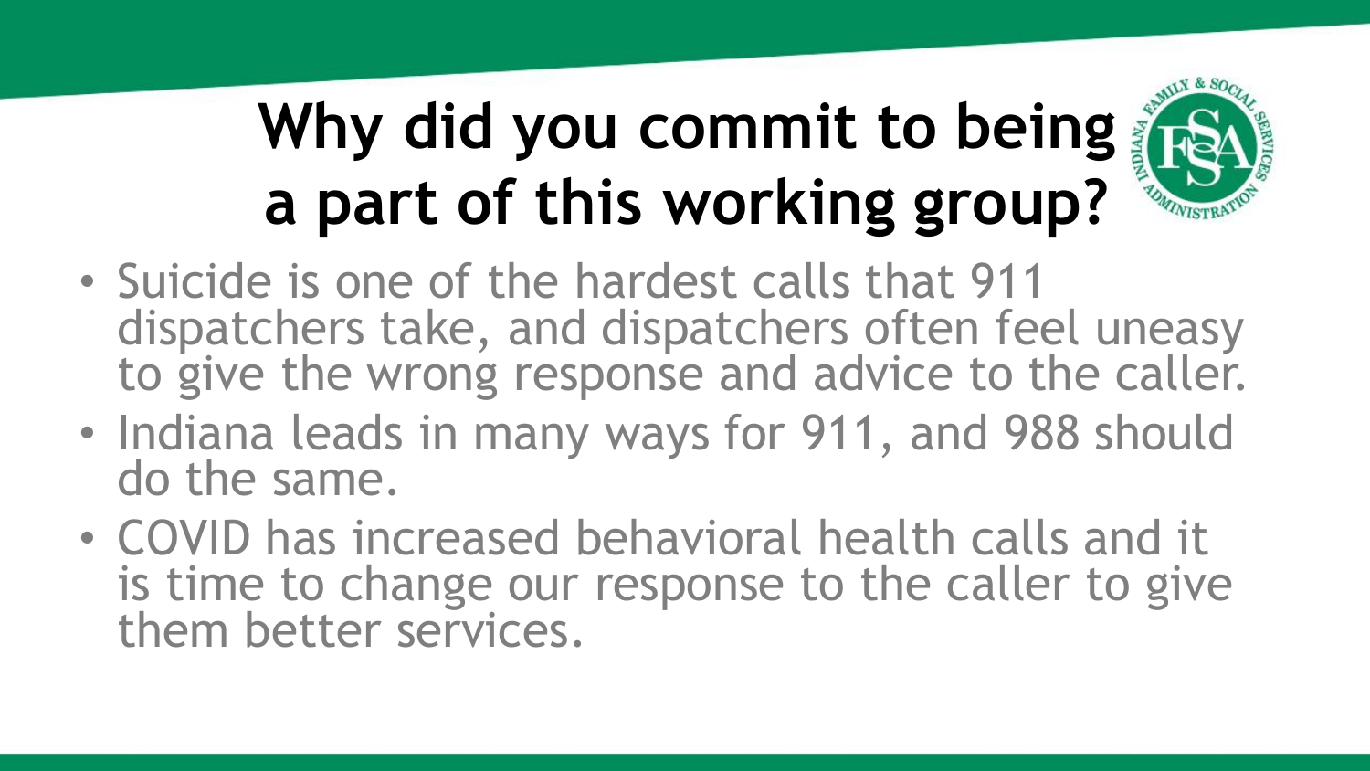# Why did you commit to being a part of this working group?

- Suicide is one of the hardest calls that 911 dispatchers take, and dispatchers often feel uneasy to give the wrong response and advice to the caller.
- Indiana leads in many ways for 911, and 988 should do the same.
- COVID has increased behavioral health calls and it is time to change our response to the caller to give them better services.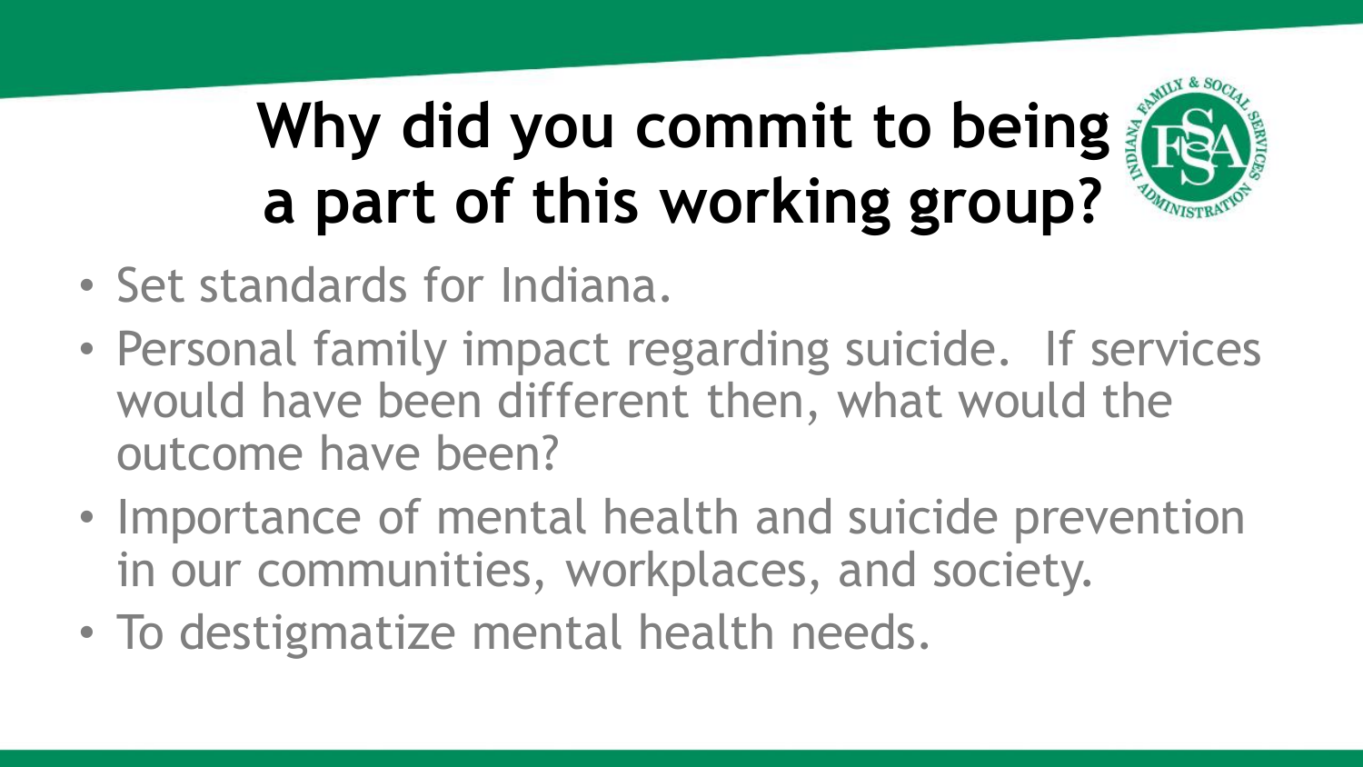# Why did you commit to being a part of this working group?

- Set standards for Indiana.
- Personal family impact regarding suicide. If services would have been different then, what would the outcome have been?
- Importance of mental health and suicide prevention in our communities, workplaces, and society.
- To destigmatize mental health needs.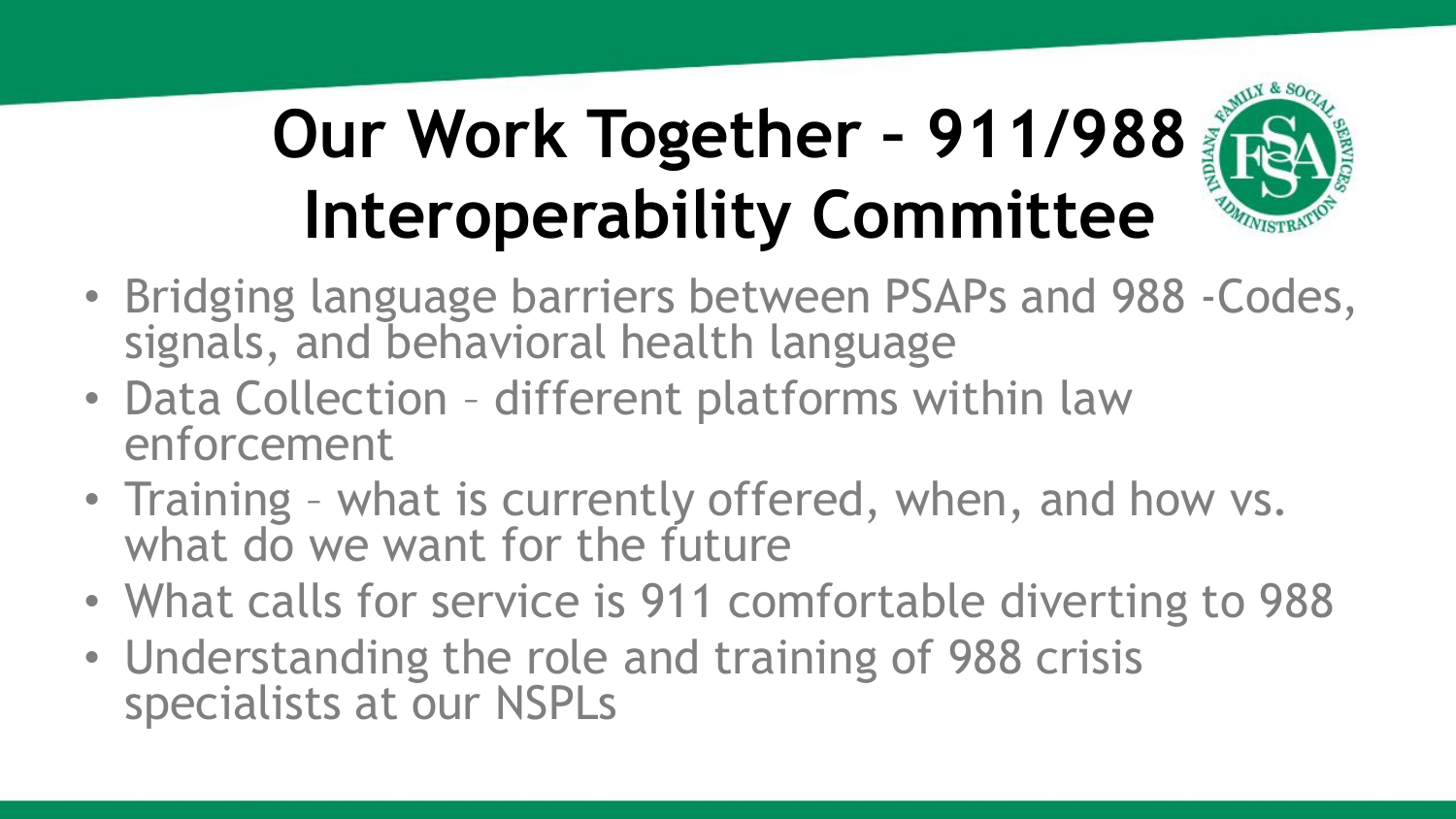# Our Work Together – 911/988 Interoperability Committee

- Bridging language barriers between PSAPs and 988 -Codes, signals, and behavioral health language
- Data Collection – different platforms within law enforcement
- Training – what is currently offered, when, and how vs. what do we want for the future
- What calls for service is 911 comfortable diverting to 988
- Understanding the role and training of 988 crisis specialists at our NSPLs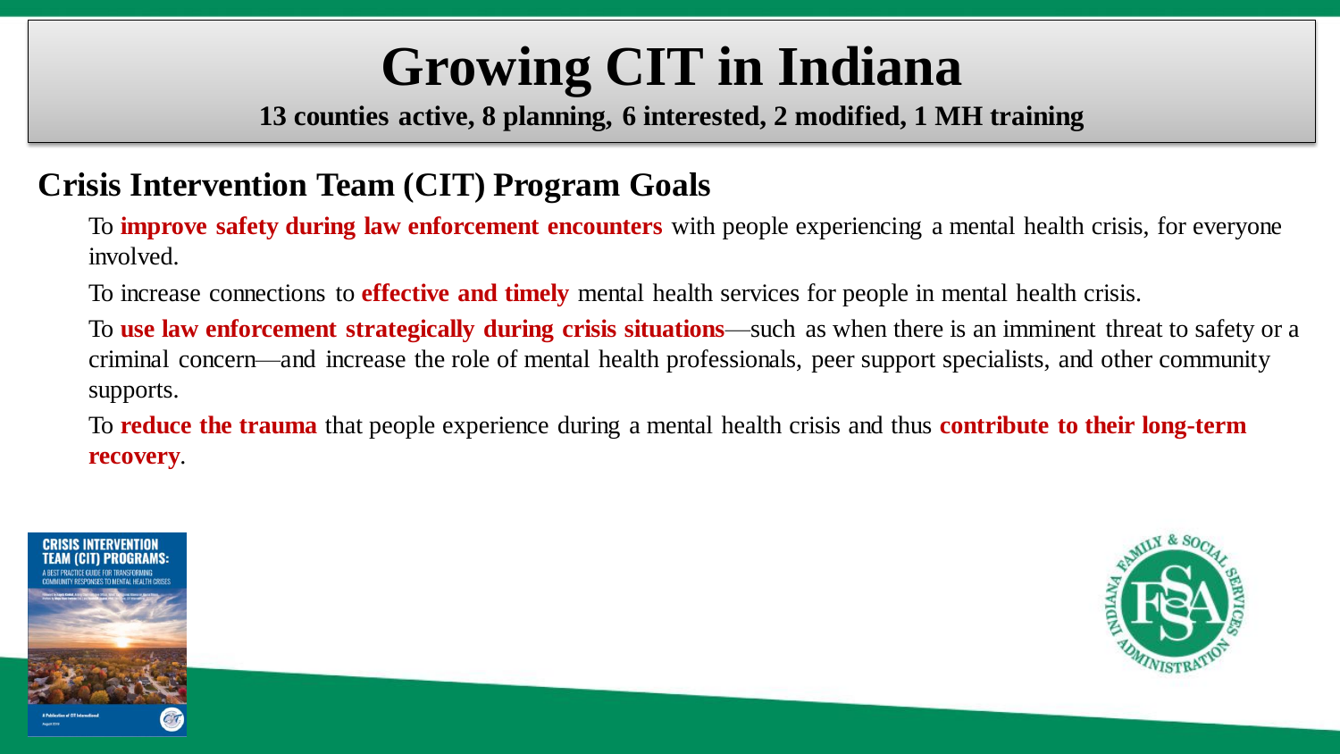# Growing CIT in Indiana

**13 counties active, 8 planning, 6 interested, 2 modified, 1 MH training**

## Crisis Intervention Team (CIT) Program Goals

To **improve safety during law enforcement encounters** with people experiencing a mental health crisis, for everyone involved.

To increase connections to **effective and timely** mental health services for people in mental health crisis.

To **use law enforcement strategically during crisis situations**—such as when there is an imminent threat to safety or a criminal concern—and increase the role of mental health professionals, peer support specialists, and other community supports.

To **reduce the trauma** that people experience during a mental health crisis and thus **contribute to their long-term recovery**.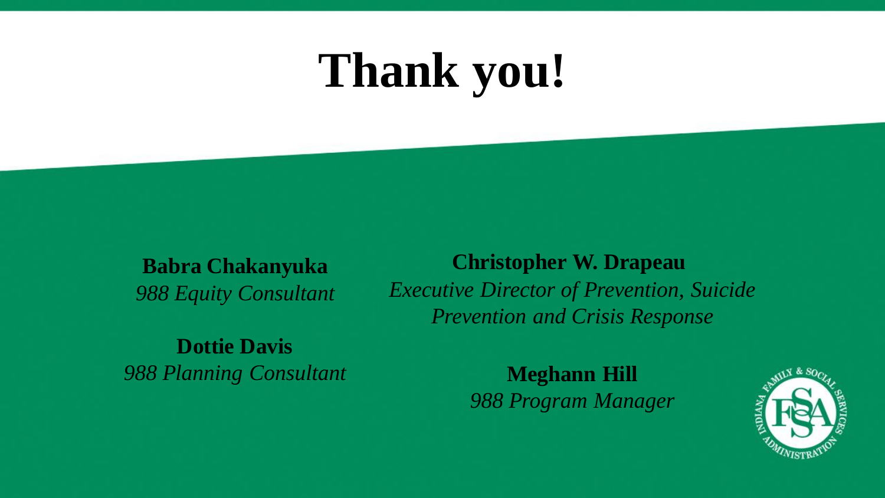# Thank you!

**Babra Chakanyuka**
*988 Equity Consultant*

**Dottie Davis**
*988 Planning Consultant*

**Christopher W. Drapeau**
*Executive Director of Prevention, Suicide Prevention and Crisis Response*

**Meghann Hill**
*988 Program Manager*